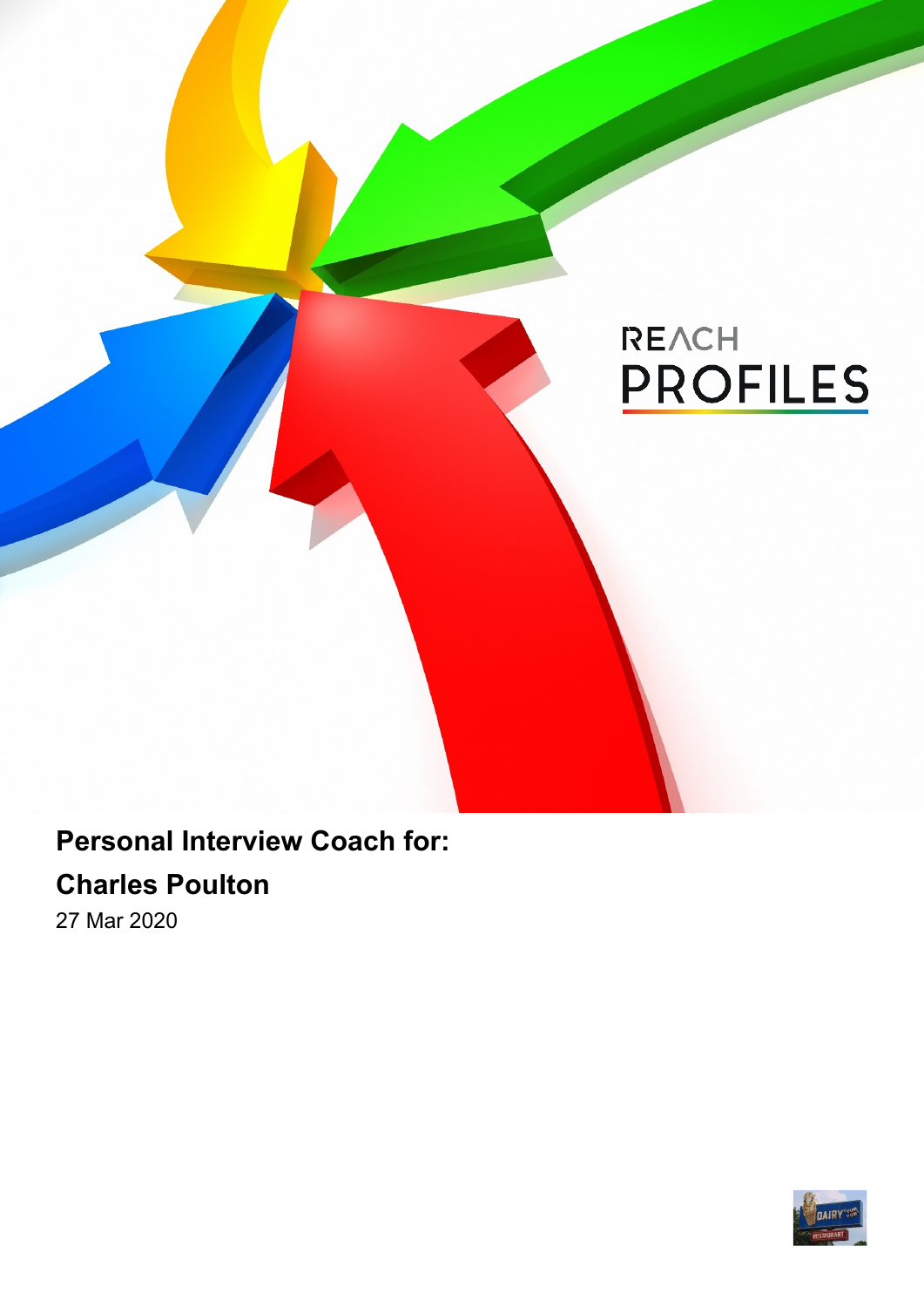REACH PROFILES

**Personal Interview Coach for:**

**Charles Poulton**

27 Mar 2020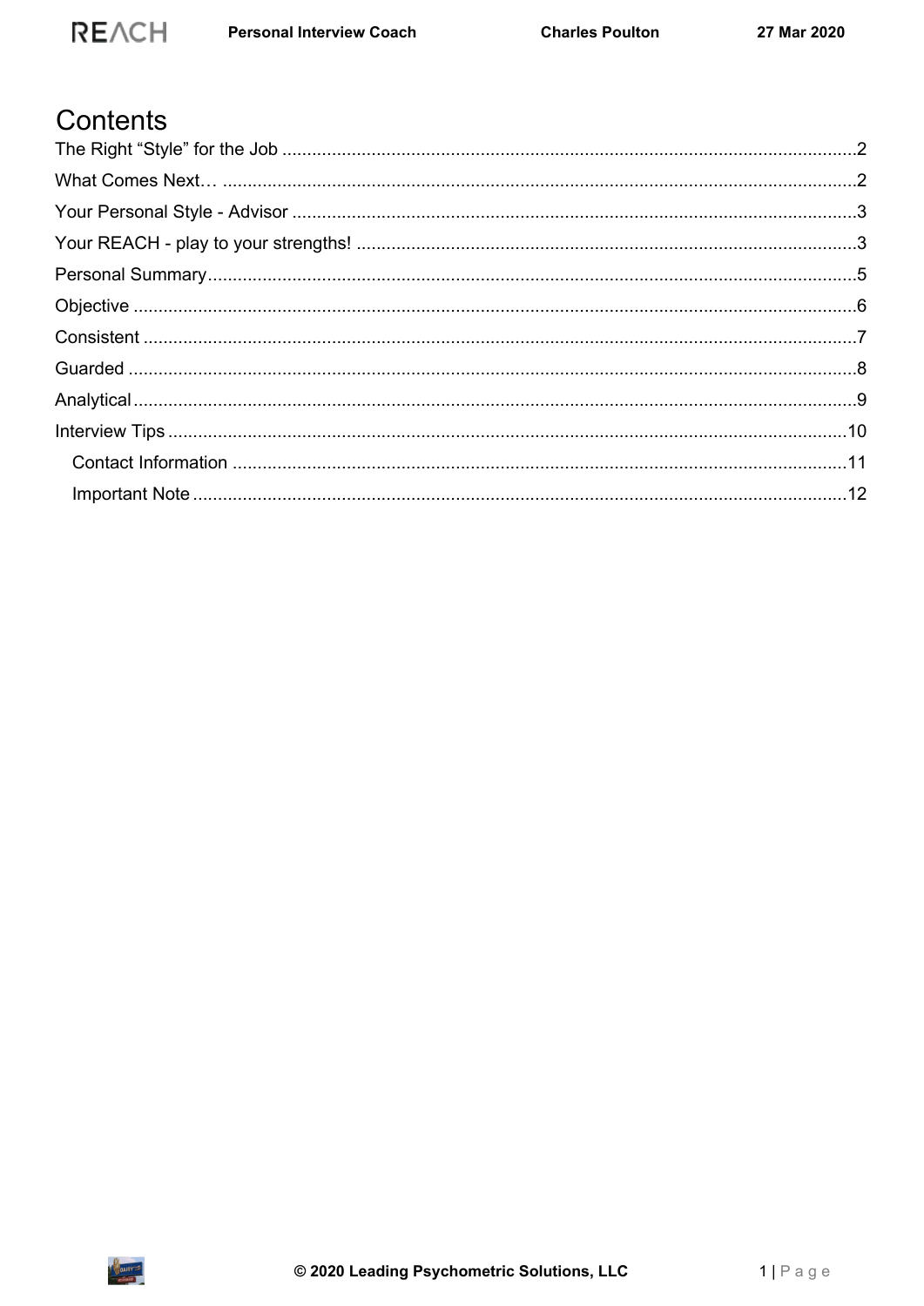# Contents

- The Right "Style" for the Job .......... 2
- What Comes Next… .......... 2
- Your Personal Style - Advisor .......... 3
- Your REACH - play to your strengths! .......... 3
- Personal Summary .......... 5
- Objective .......... 6
- Consistent .......... 7
- Guarded .......... 8
- Analytical .......... 9
- Interview Tips .......... 10
  - Contact Information .......... 11
  - Important Note .......... 12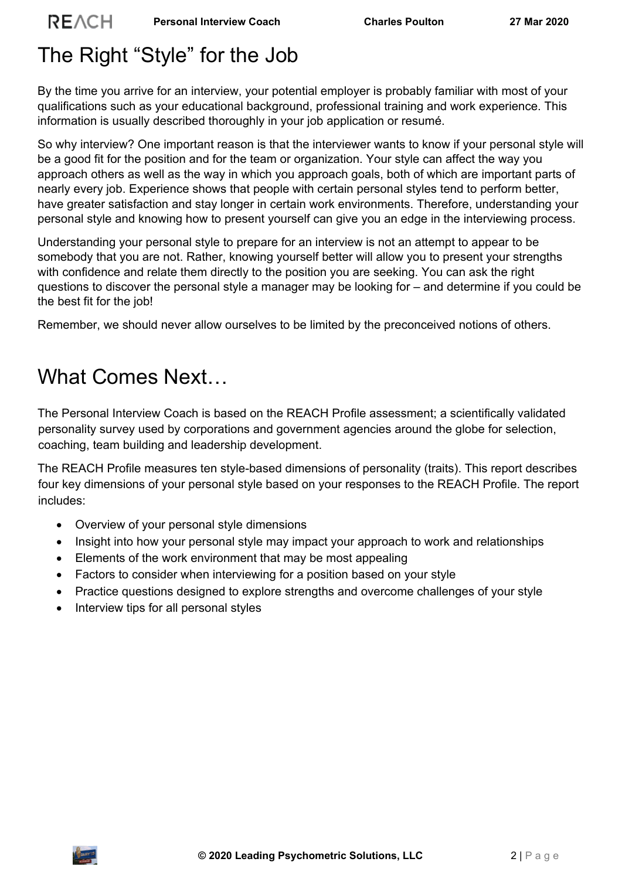# The Right "Style" for the Job

By the time you arrive for an interview, your potential employer is probably familiar with most of your qualifications such as your educational background, professional training and work experience. This information is usually described thoroughly in your job application or resumé.

So why interview? One important reason is that the interviewer wants to know if your personal style will be a good fit for the position and for the team or organization. Your style can affect the way you approach others as well as the way in which you approach goals, both of which are important parts of nearly every job. Experience shows that people with certain personal styles tend to perform better, have greater satisfaction and stay longer in certain work environments. Therefore, understanding your personal style and knowing how to present yourself can give you an edge in the interviewing process.

Understanding your personal style to prepare for an interview is not an attempt to appear to be somebody that you are not. Rather, knowing yourself better will allow you to present your strengths with confidence and relate them directly to the position you are seeking. You can ask the right questions to discover the personal style a manager may be looking for – and determine if you could be the best fit for the job!

Remember, we should never allow ourselves to be limited by the preconceived notions of others.

# What Comes Next…

The Personal Interview Coach is based on the REACH Profile assessment; a scientifically validated personality survey used by corporations and government agencies around the globe for selection, coaching, team building and leadership development.

The REACH Profile measures ten style-based dimensions of personality (traits). This report describes four key dimensions of your personal style based on your responses to the REACH Profile. The report includes:

- Overview of your personal style dimensions
- Insight into how your personal style may impact your approach to work and relationships
- Elements of the work environment that may be most appealing
- Factors to consider when interviewing for a position based on your style
- Practice questions designed to explore strengths and overcome challenges of your style
- Interview tips for all personal styles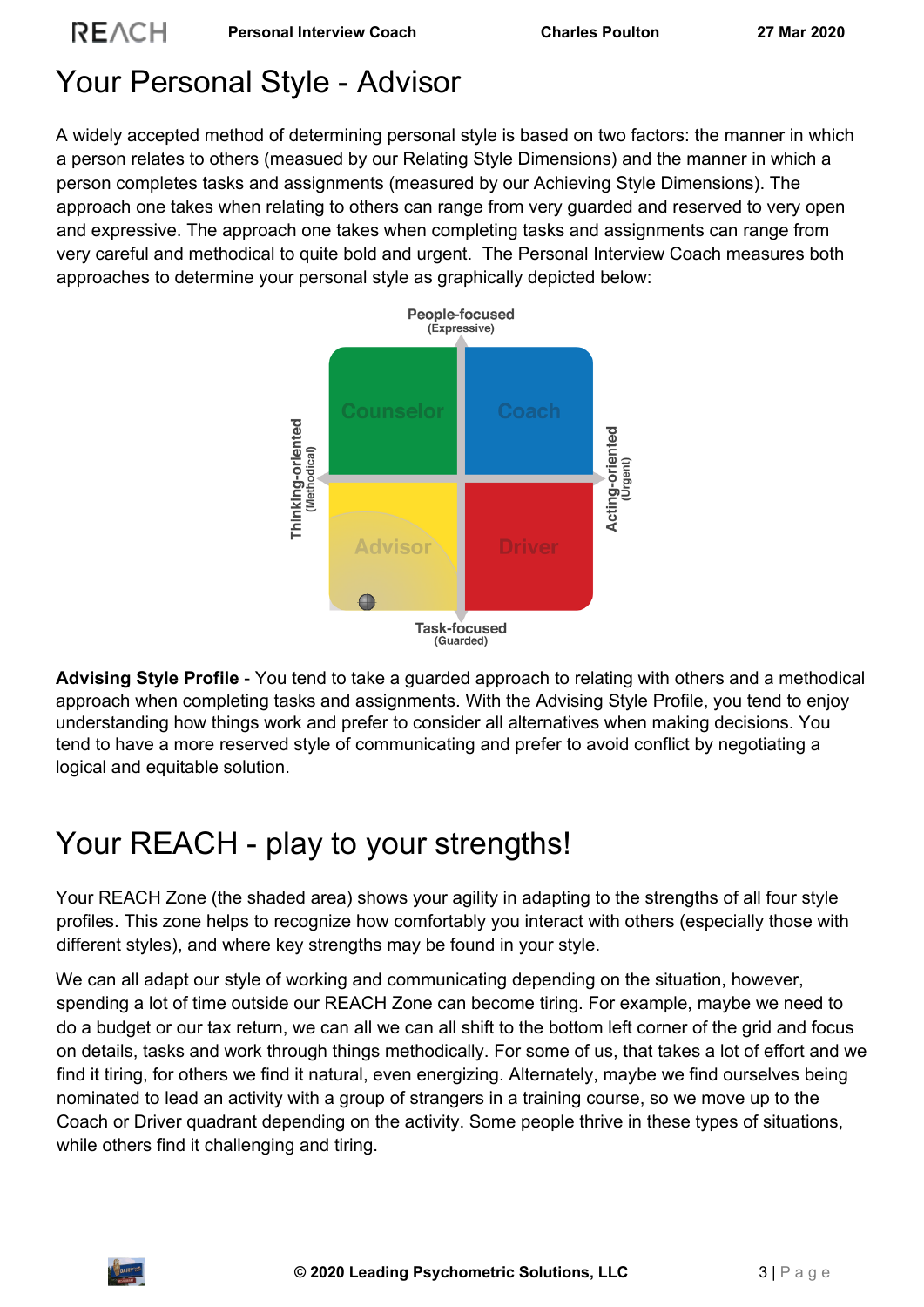# Your Personal Style - Advisor

A widely accepted method of determining personal style is based on two factors: the manner in which a person relates to others (measued by our Relating Style Dimensions) and the manner in which a person completes tasks and assignments (measured by our Achieving Style Dimensions). The approach one takes when relating to others can range from very guarded and reserved to very open and expressive. The approach one takes when completing tasks and assignments can range from very careful and methodical to quite bold and urgent. The Personal Interview Coach measures both approaches to determine your personal style as graphically depicted below:

People-focused (Expressive)

Thinking-oriented (Methodical)

Counselor | Coach

Advisor | Driver

Acting-oriented (Urgent)

Task-focused (Guarded)

**Advising Style Profile** - You tend to take a guarded approach to relating with others and a methodical approach when completing tasks and assignments. With the Advising Style Profile, you tend to enjoy understanding how things work and prefer to consider all alternatives when making decisions. You tend to have a more reserved style of communicating and prefer to avoid conflict by negotiating a logical and equitable solution.

# Your REACH - play to your strengths!

Your REACH Zone (the shaded area) shows your agility in adapting to the strengths of all four style profiles. This zone helps to recognize how comfortably you interact with others (especially those with different styles), and where key strengths may be found in your style.

We can all adapt our style of working and communicating depending on the situation, however, spending a lot of time outside our REACH Zone can become tiring. For example, maybe we need to do a budget or our tax return, we can all we can all shift to the bottom left corner of the grid and focus on details, tasks and work through things methodically. For some of us, that takes a lot of effort and we find it tiring, for others we find it natural, even energizing. Alternately, maybe we find ourselves being nominated to lead an activity with a group of strangers in a training course, so we move up to the Coach or Driver quadrant depending on the activity. Some people thrive in these types of situations, while others find it challenging and tiring.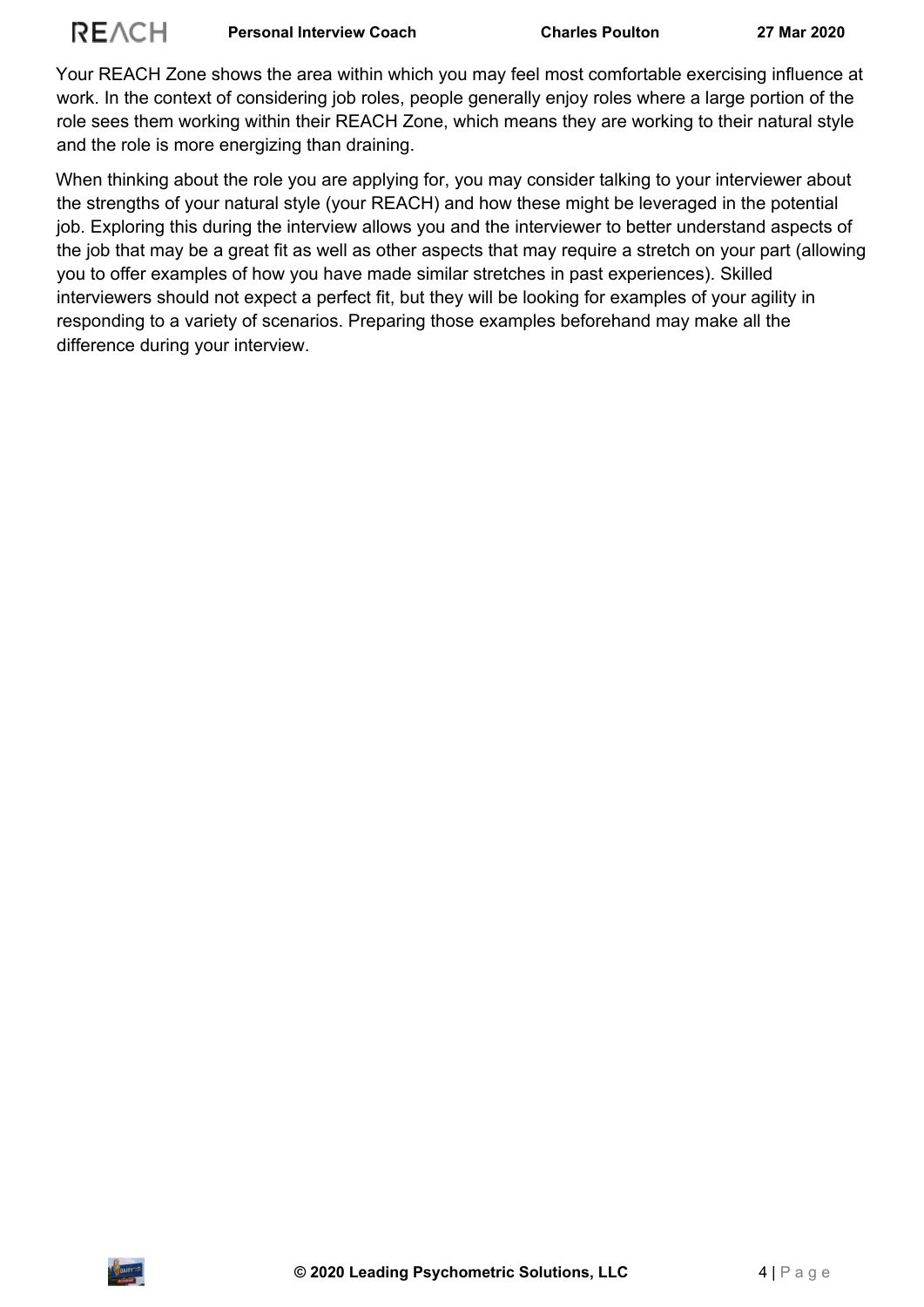Your REACH Zone shows the area within which you may feel most comfortable exercising influence at work. In the context of considering job roles, people generally enjoy roles where a large portion of the role sees them working within their REACH Zone, which means they are working to their natural style and the role is more energizing than draining.

When thinking about the role you are applying for, you may consider talking to your interviewer about the strengths of your natural style (your REACH) and how these might be leveraged in the potential job. Exploring this during the interview allows you and the interviewer to better understand aspects of the job that may be a great fit as well as other aspects that may require a stretch on your part (allowing you to offer examples of how you have made similar stretches in past experiences). Skilled interviewers should not expect a perfect fit, but they will be looking for examples of your agility in responding to a variety of scenarios. Preparing those examples beforehand may make all the difference during your interview.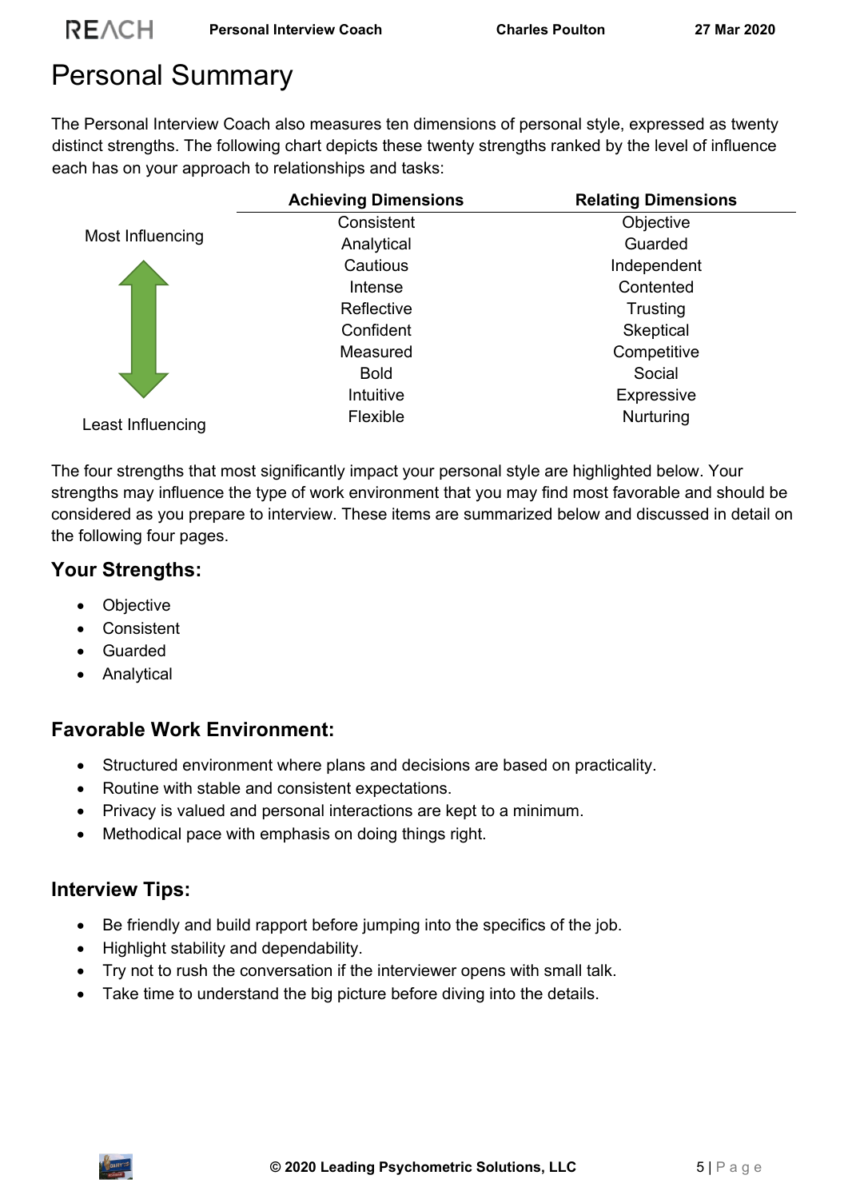# Personal Summary

The Personal Interview Coach also measures ten dimensions of personal style, expressed as twenty distinct strengths. The following chart depicts these twenty strengths ranked by the level of influence each has on your approach to relationships and tasks:

| | Achieving Dimensions | Relating Dimensions |
|---|---|---|
| Most Influencing | Consistent | Objective |
| | Analytical | Guarded |
| | Cautious | Independent |
| | Intense | Contented |
| | Reflective | Trusting |
| | Confident | Skeptical |
| | Measured | Competitive |
| | Bold | Social |
| | Intuitive | Expressive |
| Least Influencing | Flexible | Nurturing |

The four strengths that most significantly impact your personal style are highlighted below. Your strengths may influence the type of work environment that you may find most favorable and should be considered as you prepare to interview. These items are summarized below and discussed in detail on the following four pages.

### Your Strengths:

- Objective
- Consistent
- Guarded
- Analytical

### Favorable Work Environment:

- Structured environment where plans and decisions are based on practicality.
- Routine with stable and consistent expectations.
- Privacy is valued and personal interactions are kept to a minimum.
- Methodical pace with emphasis on doing things right.

### Interview Tips:

- Be friendly and build rapport before jumping into the specifics of the job.
- Highlight stability and dependability.
- Try not to rush the conversation if the interviewer opens with small talk.
- Take time to understand the big picture before diving into the details.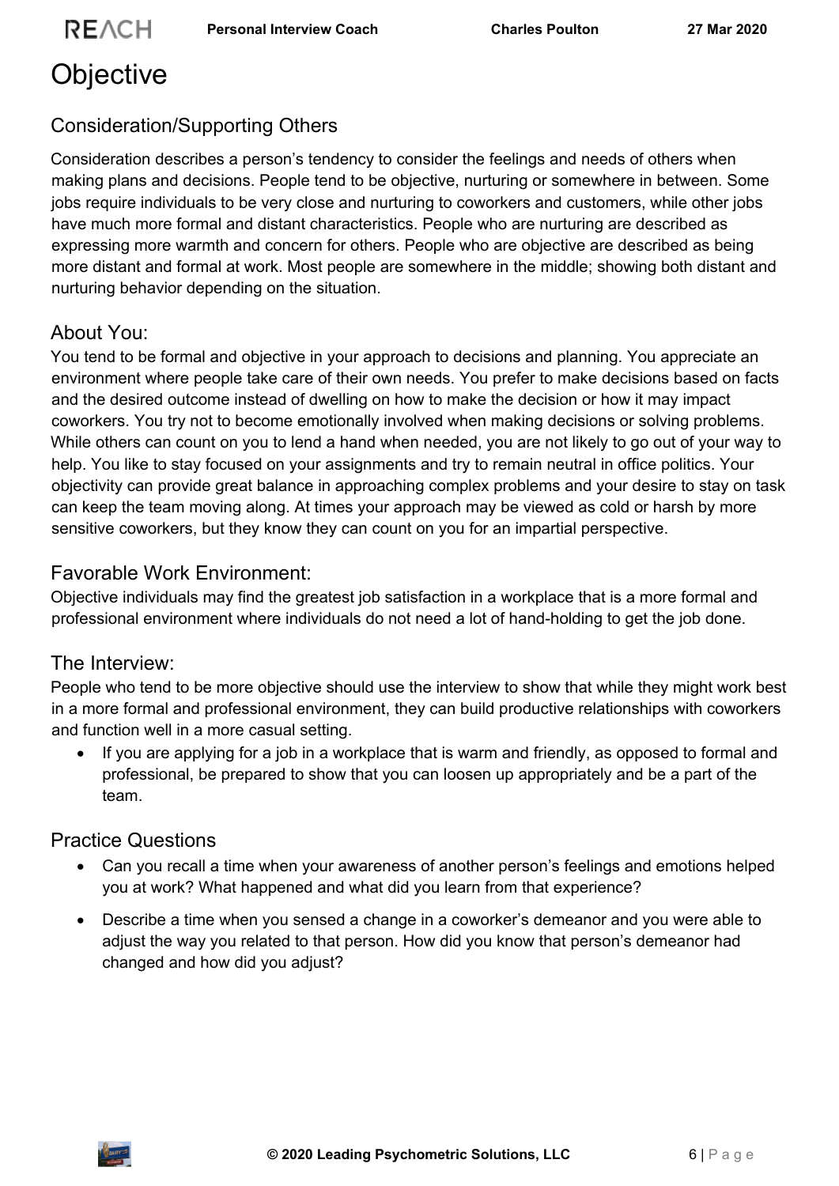# Objective

## Consideration/Supporting Others

Consideration describes a person's tendency to consider the feelings and needs of others when making plans and decisions. People tend to be objective, nurturing or somewhere in between. Some jobs require individuals to be very close and nurturing to coworkers and customers, while other jobs have much more formal and distant characteristics. People who are nurturing are described as expressing more warmth and concern for others. People who are objective are described as being more distant and formal at work. Most people are somewhere in the middle; showing both distant and nurturing behavior depending on the situation.

## About You:

You tend to be formal and objective in your approach to decisions and planning. You appreciate an environment where people take care of their own needs. You prefer to make decisions based on facts and the desired outcome instead of dwelling on how to make the decision or how it may impact coworkers. You try not to become emotionally involved when making decisions or solving problems. While others can count on you to lend a hand when needed, you are not likely to go out of your way to help. You like to stay focused on your assignments and try to remain neutral in office politics. Your objectivity can provide great balance in approaching complex problems and your desire to stay on task can keep the team moving along. At times your approach may be viewed as cold or harsh by more sensitive coworkers, but they know they can count on you for an impartial perspective.

## Favorable Work Environment:

Objective individuals may find the greatest job satisfaction in a workplace that is a more formal and professional environment where individuals do not need a lot of hand-holding to get the job done.

## The Interview:

People who tend to be more objective should use the interview to show that while they might work best in a more formal and professional environment, they can build productive relationships with coworkers and function well in a more casual setting.

- If you are applying for a job in a workplace that is warm and friendly, as opposed to formal and professional, be prepared to show that you can loosen up appropriately and be a part of the team.

## Practice Questions

- Can you recall a time when your awareness of another person's feelings and emotions helped you at work? What happened and what did you learn from that experience?
- Describe a time when you sensed a change in a coworker's demeanor and you were able to adjust the way you related to that person. How did you know that person's demeanor had changed and how did you adjust?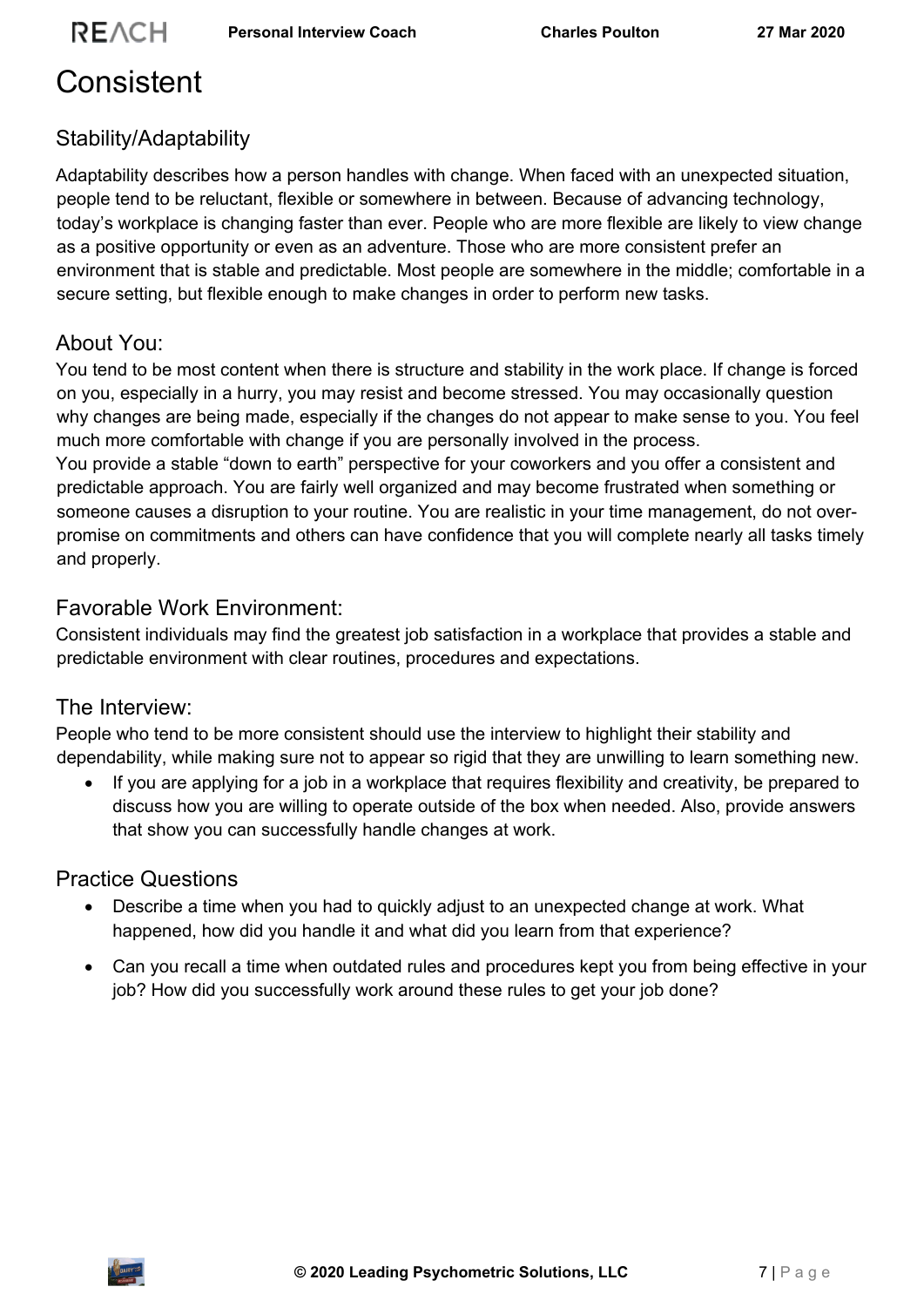# Consistent

## Stability/Adaptability

Adaptability describes how a person handles with change. When faced with an unexpected situation, people tend to be reluctant, flexible or somewhere in between. Because of advancing technology, today's workplace is changing faster than ever. People who are more flexible are likely to view change as a positive opportunity or even as an adventure. Those who are more consistent prefer an environment that is stable and predictable. Most people are somewhere in the middle; comfortable in a secure setting, but flexible enough to make changes in order to perform new tasks.

## About You:

You tend to be most content when there is structure and stability in the work place. If change is forced on you, especially in a hurry, you may resist and become stressed. You may occasionally question why changes are being made, especially if the changes do not appear to make sense to you. You feel much more comfortable with change if you are personally involved in the process.

You provide a stable "down to earth" perspective for your coworkers and you offer a consistent and predictable approach. You are fairly well organized and may become frustrated when something or someone causes a disruption to your routine. You are realistic in your time management, do not over-promise on commitments and others can have confidence that you will complete nearly all tasks timely and properly.

## Favorable Work Environment:

Consistent individuals may find the greatest job satisfaction in a workplace that provides a stable and predictable environment with clear routines, procedures and expectations.

## The Interview:

People who tend to be more consistent should use the interview to highlight their stability and dependability, while making sure not to appear so rigid that they are unwilling to learn something new.

- If you are applying for a job in a workplace that requires flexibility and creativity, be prepared to discuss how you are willing to operate outside of the box when needed. Also, provide answers that show you can successfully handle changes at work.

## Practice Questions

- Describe a time when you had to quickly adjust to an unexpected change at work. What happened, how did you handle it and what did you learn from that experience?
- Can you recall a time when outdated rules and procedures kept you from being effective in your job? How did you successfully work around these rules to get your job done?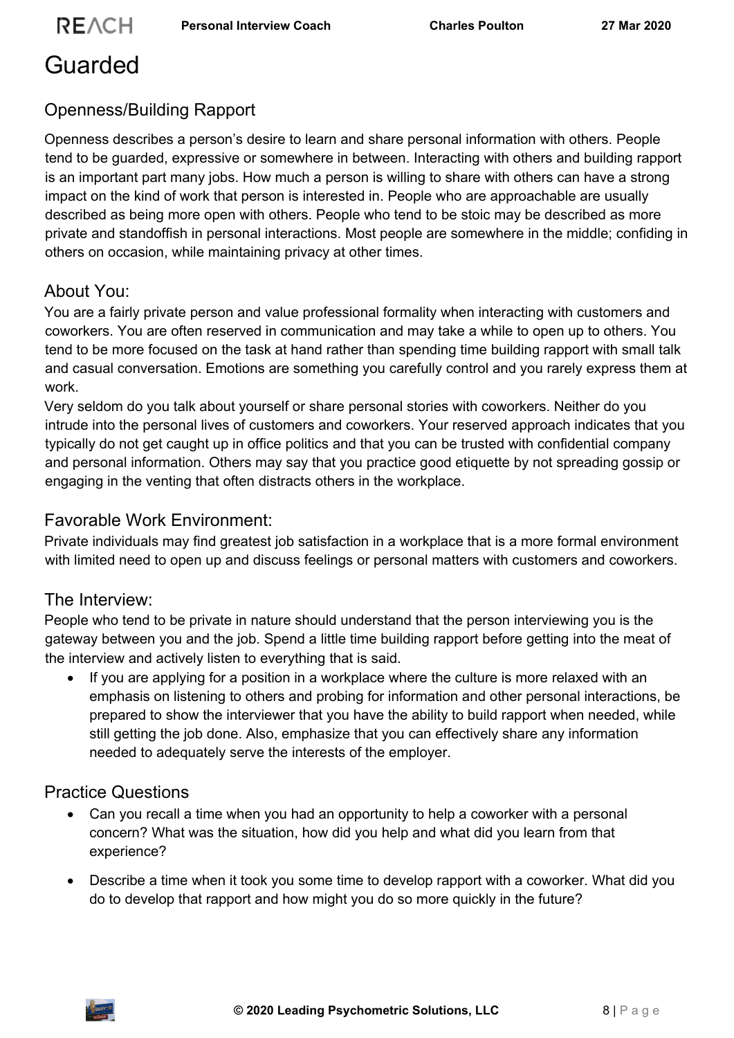# Guarded

## Openness/Building Rapport

Openness describes a person's desire to learn and share personal information with others. People tend to be guarded, expressive or somewhere in between. Interacting with others and building rapport is an important part many jobs. How much a person is willing to share with others can have a strong impact on the kind of work that person is interested in. People who are approachable are usually described as being more open with others. People who tend to be stoic may be described as more private and standoffish in personal interactions. Most people are somewhere in the middle; confiding in others on occasion, while maintaining privacy at other times.

## About You:

You are a fairly private person and value professional formality when interacting with customers and coworkers. You are often reserved in communication and may take a while to open up to others. You tend to be more focused on the task at hand rather than spending time building rapport with small talk and casual conversation. Emotions are something you carefully control and you rarely express them at work.

Very seldom do you talk about yourself or share personal stories with coworkers. Neither do you intrude into the personal lives of customers and coworkers. Your reserved approach indicates that you typically do not get caught up in office politics and that you can be trusted with confidential company and personal information. Others may say that you practice good etiquette by not spreading gossip or engaging in the venting that often distracts others in the workplace.

## Favorable Work Environment:

Private individuals may find greatest job satisfaction in a workplace that is a more formal environment with limited need to open up and discuss feelings or personal matters with customers and coworkers.

## The Interview:

People who tend to be private in nature should understand that the person interviewing you is the gateway between you and the job. Spend a little time building rapport before getting into the meat of the interview and actively listen to everything that is said.

- If you are applying for a position in a workplace where the culture is more relaxed with an emphasis on listening to others and probing for information and other personal interactions, be prepared to show the interviewer that you have the ability to build rapport when needed, while still getting the job done. Also, emphasize that you can effectively share any information needed to adequately serve the interests of the employer.

## Practice Questions

- Can you recall a time when you had an opportunity to help a coworker with a personal concern? What was the situation, how did you help and what did you learn from that experience?
- Describe a time when it took you some time to develop rapport with a coworker. What did you do to develop that rapport and how might you do so more quickly in the future?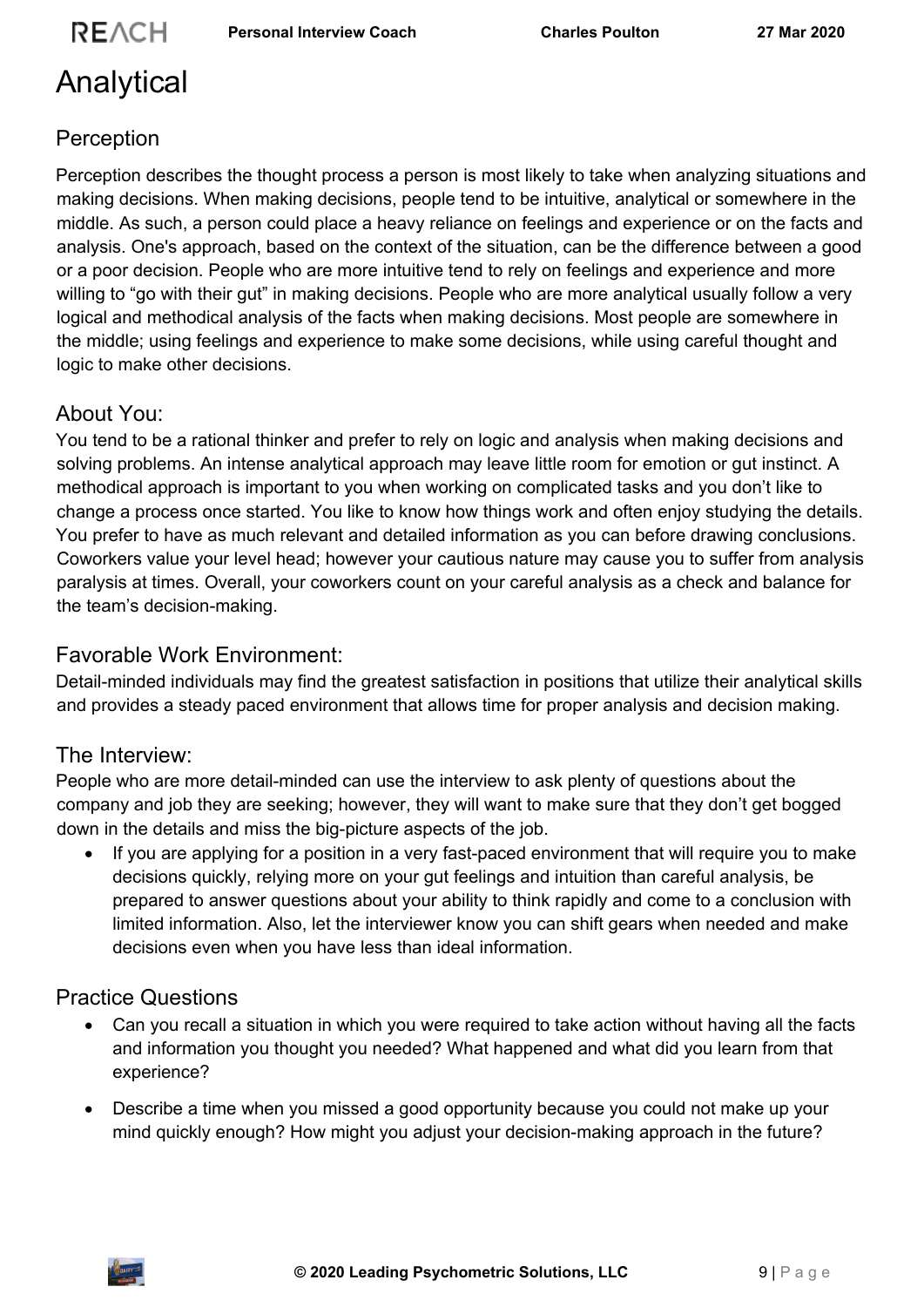# Analytical

## Perception

Perception describes the thought process a person is most likely to take when analyzing situations and making decisions. When making decisions, people tend to be intuitive, analytical or somewhere in the middle. As such, a person could place a heavy reliance on feelings and experience or on the facts and analysis. One's approach, based on the context of the situation, can be the difference between a good or a poor decision. People who are more intuitive tend to rely on feelings and experience and more willing to "go with their gut" in making decisions. People who are more analytical usually follow a very logical and methodical analysis of the facts when making decisions. Most people are somewhere in the middle; using feelings and experience to make some decisions, while using careful thought and logic to make other decisions.

## About You:

You tend to be a rational thinker and prefer to rely on logic and analysis when making decisions and solving problems. An intense analytical approach may leave little room for emotion or gut instinct. A methodical approach is important to you when working on complicated tasks and you don't like to change a process once started. You like to know how things work and often enjoy studying the details. You prefer to have as much relevant and detailed information as you can before drawing conclusions. Coworkers value your level head; however your cautious nature may cause you to suffer from analysis paralysis at times. Overall, your coworkers count on your careful analysis as a check and balance for the team's decision-making.

## Favorable Work Environment:

Detail-minded individuals may find the greatest satisfaction in positions that utilize their analytical skills and provides a steady paced environment that allows time for proper analysis and decision making.

## The Interview:

People who are more detail-minded can use the interview to ask plenty of questions about the company and job they are seeking; however, they will want to make sure that they don't get bogged down in the details and miss the big-picture aspects of the job.

- If you are applying for a position in a very fast-paced environment that will require you to make decisions quickly, relying more on your gut feelings and intuition than careful analysis, be prepared to answer questions about your ability to think rapidly and come to a conclusion with limited information. Also, let the interviewer know you can shift gears when needed and make decisions even when you have less than ideal information.

## Practice Questions

- Can you recall a situation in which you were required to take action without having all the facts and information you thought you needed? What happened and what did you learn from that experience?
- Describe a time when you missed a good opportunity because you could not make up your mind quickly enough? How might you adjust your decision-making approach in the future?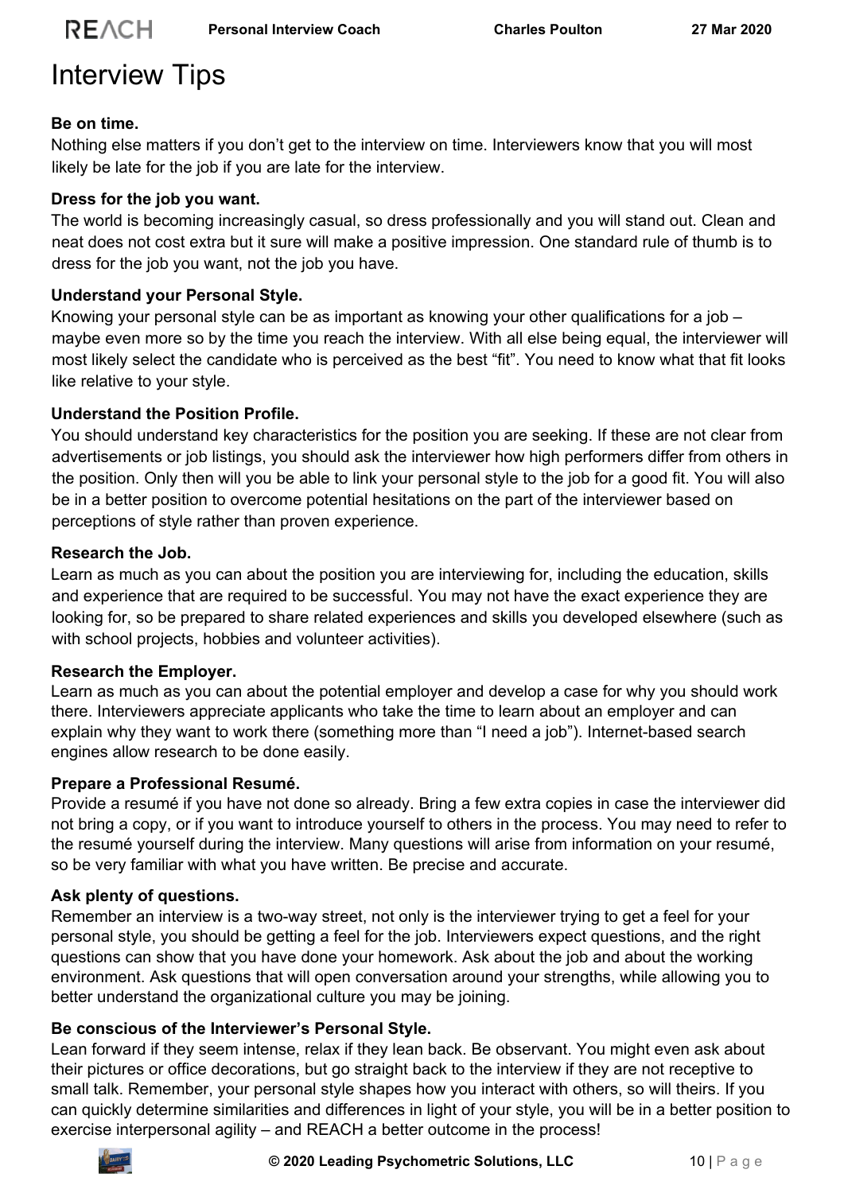# Interview Tips

**Be on time.**

Nothing else matters if you don't get to the interview on time. Interviewers know that you will most likely be late for the job if you are late for the interview.

**Dress for the job you want.**

The world is becoming increasingly casual, so dress professionally and you will stand out. Clean and neat does not cost extra but it sure will make a positive impression. One standard rule of thumb is to dress for the job you want, not the job you have.

**Understand your Personal Style.**

Knowing your personal style can be as important as knowing your other qualifications for a job – maybe even more so by the time you reach the interview. With all else being equal, the interviewer will most likely select the candidate who is perceived as the best "fit". You need to know what that fit looks like relative to your style.

**Understand the Position Profile.**

You should understand key characteristics for the position you are seeking. If these are not clear from advertisements or job listings, you should ask the interviewer how high performers differ from others in the position. Only then will you be able to link your personal style to the job for a good fit. You will also be in a better position to overcome potential hesitations on the part of the interviewer based on perceptions of style rather than proven experience.

**Research the Job.**

Learn as much as you can about the position you are interviewing for, including the education, skills and experience that are required to be successful. You may not have the exact experience they are looking for, so be prepared to share related experiences and skills you developed elsewhere (such as with school projects, hobbies and volunteer activities).

**Research the Employer.**

Learn as much as you can about the potential employer and develop a case for why you should work there. Interviewers appreciate applicants who take the time to learn about an employer and can explain why they want to work there (something more than "I need a job"). Internet-based search engines allow research to be done easily.

**Prepare a Professional Resumé.**

Provide a resumé if you have not done so already. Bring a few extra copies in case the interviewer did not bring a copy, or if you want to introduce yourself to others in the process. You may need to refer to the resumé yourself during the interview. Many questions will arise from information on your resumé, so be very familiar with what you have written. Be precise and accurate.

**Ask plenty of questions.**

Remember an interview is a two-way street, not only is the interviewer trying to get a feel for your personal style, you should be getting a feel for the job. Interviewers expect questions, and the right questions can show that you have done your homework. Ask about the job and about the working environment. Ask questions that will open conversation around your strengths, while allowing you to better understand the organizational culture you may be joining.

**Be conscious of the Interviewer's Personal Style.**

Lean forward if they seem intense, relax if they lean back. Be observant. You might even ask about their pictures or office decorations, but go straight back to the interview if they are not receptive to small talk. Remember, your personal style shapes how you interact with others, so will theirs. If you can quickly determine similarities and differences in light of your style, you will be in a better position to exercise interpersonal agility – and REACH a better outcome in the process!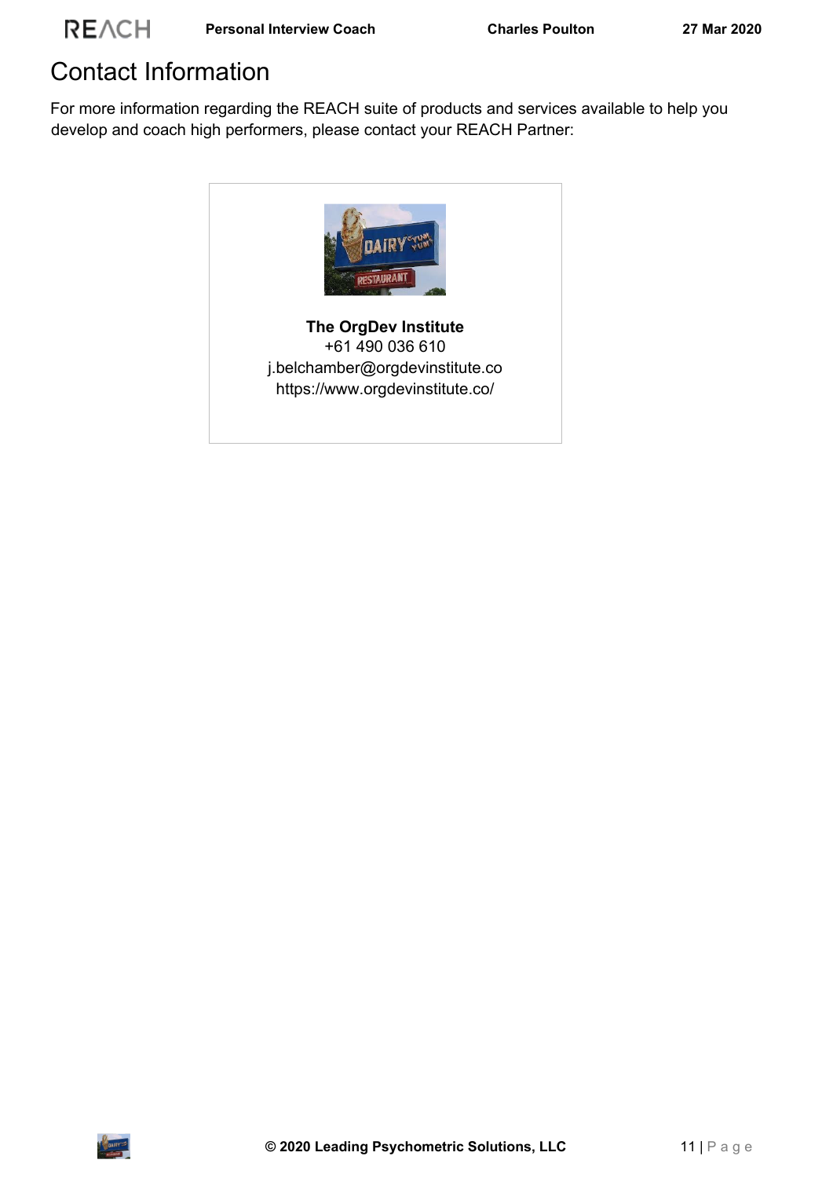# Contact Information

For more information regarding the REACH suite of products and services available to help you develop and coach high performers, please contact your REACH Partner:

**The OrgDev Institute**
+61 490 036 610
j.belchamber@orgdevinstitute.co
https://www.orgdevinstitute.co/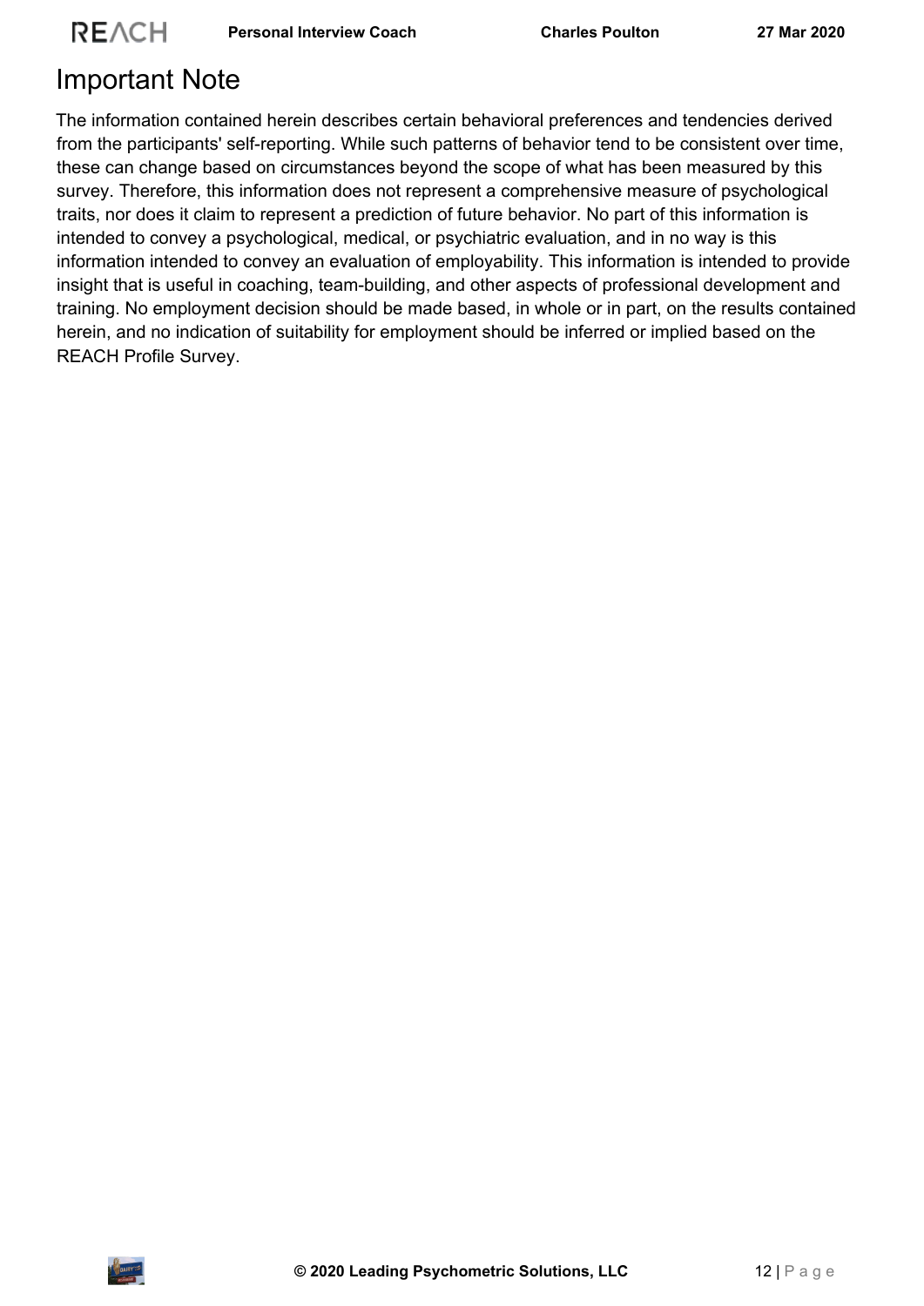# Important Note

The information contained herein describes certain behavioral preferences and tendencies derived from the participants' self-reporting. While such patterns of behavior tend to be consistent over time, these can change based on circumstances beyond the scope of what has been measured by this survey. Therefore, this information does not represent a comprehensive measure of psychological traits, nor does it claim to represent a prediction of future behavior. No part of this information is intended to convey a psychological, medical, or psychiatric evaluation, and in no way is this information intended to convey an evaluation of employability. This information is intended to provide insight that is useful in coaching, team-building, and other aspects of professional development and training. No employment decision should be made based, in whole or in part, on the results contained herein, and no indication of suitability for employment should be inferred or implied based on the REACH Profile Survey.